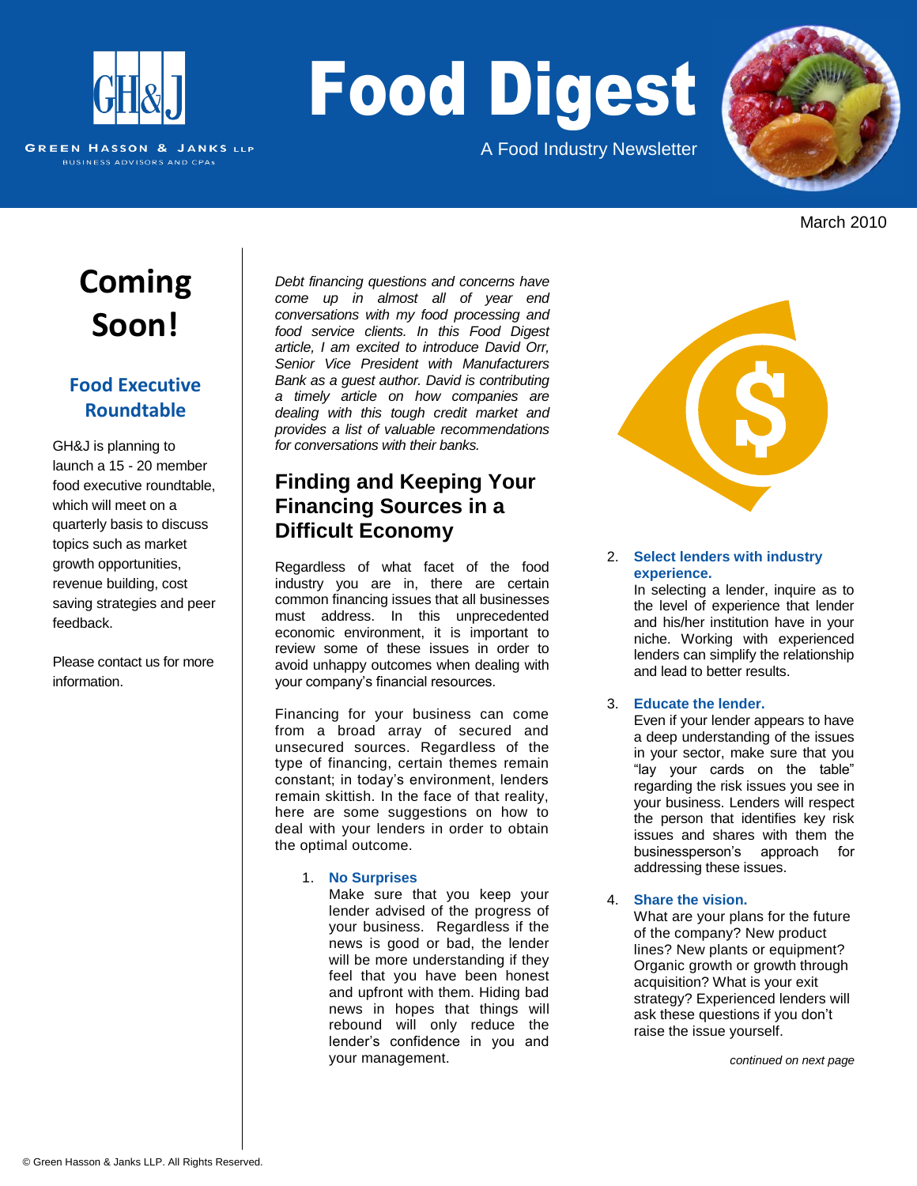# Food Digest

A Food Industry Newsletter

GREEN HASSON & JANKS LLP
BUSINESS ADVISORS AND CPAs

March 2010

## Coming Soon!

### Food Executive Roundtable

GH&J is planning to launch a 15 - 20 member food executive roundtable, which will meet on a quarterly basis to discuss topics such as market growth opportunities, revenue building, cost saving strategies and peer feedback.

Please contact us for more information.

*Debt financing questions and concerns have come up in almost all of year end conversations with my food processing and food service clients. In this Food Digest article, I am excited to introduce David Orr, Senior Vice President with Manufacturers Bank as a guest author. David is contributing a timely article on how companies are dealing with this tough credit market and provides a list of valuable recommendations for conversations with their banks.*

## Finding and Keeping Your Financing Sources in a Difficult Economy

Regardless of what facet of the food industry you are in, there are certain common financing issues that all businesses must address. In this unprecedented economic environment, it is important to review some of these issues in order to avoid unhappy outcomes when dealing with your company's financial resources.

Financing for your business can come from a broad array of secured and unsecured sources. Regardless of the type of financing, certain themes remain constant; in today's environment, lenders remain skittish. In the face of that reality, here are some suggestions on how to deal with your lenders in order to obtain the optimal outcome.

1. **No Surprises**
   Make sure that you keep your lender advised of the progress of your business. Regardless if the news is good or bad, the lender will be more understanding if they feel that you have been honest and upfront with them. Hiding bad news in hopes that things will rebound will only reduce the lender's confidence in you and your management.

2. **Select lenders with industry experience.**
   In selecting a lender, inquire as to the level of experience that lender and his/her institution have in your niche. Working with experienced lenders can simplify the relationship and lead to better results.

3. **Educate the lender.**
   Even if your lender appears to have a deep understanding of the issues in your sector, make sure that you "lay your cards on the table" regarding the risk issues you see in your business. Lenders will respect the person that identifies key risk issues and shares with them the businessperson's approach for addressing these issues.

4. **Share the vision.**
   What are your plans for the future of the company? New product lines? New plants or equipment? Organic growth or growth through acquisition? What is your exit strategy? Experienced lenders will ask these questions if you don't raise the issue yourself.

*continued on next page*

© Green Hasson & Janks LLP. All Rights Reserved.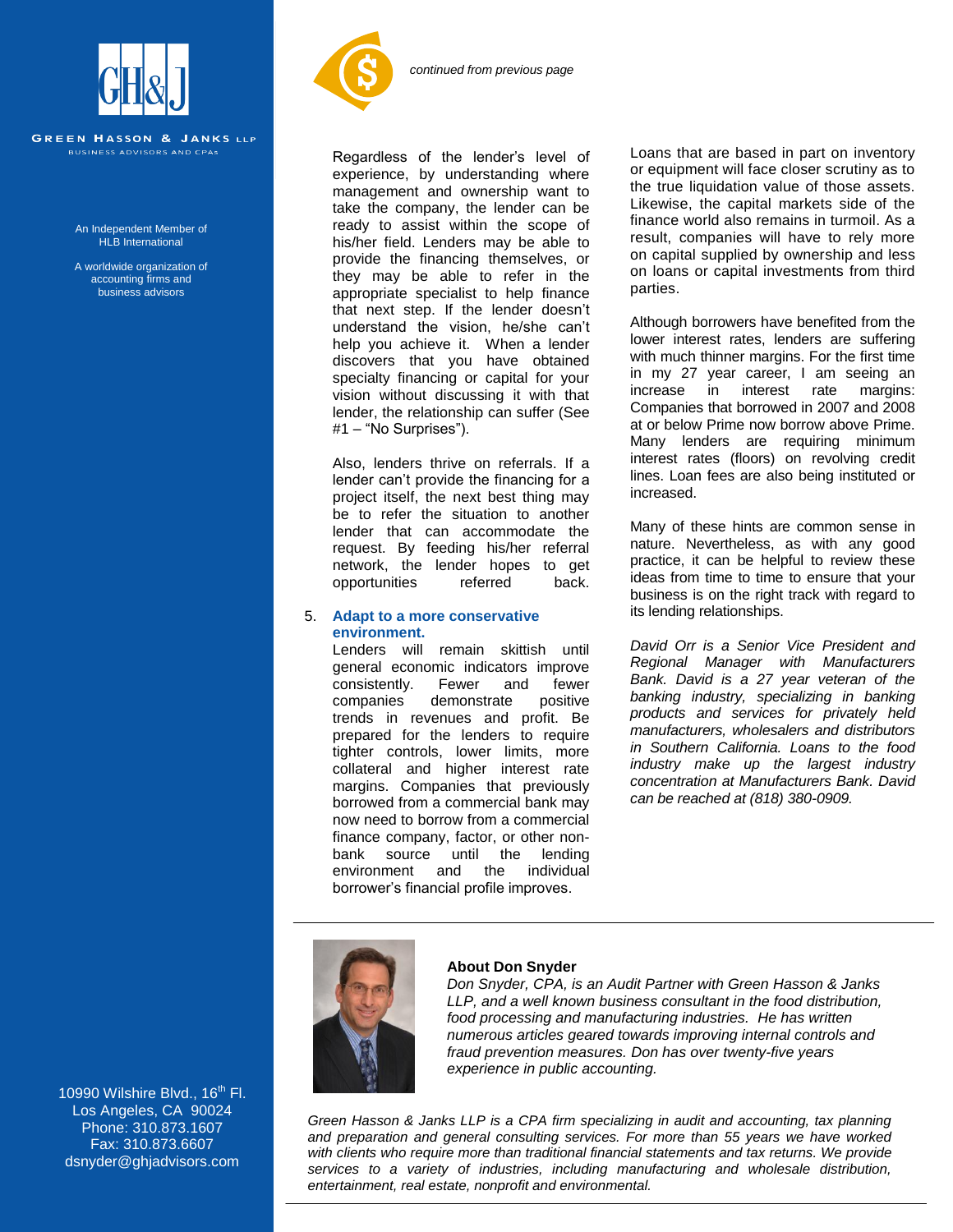GREEN HASSON & JANKS LLP
BUSINESS ADVISORS AND CPAs

An Independent Member of HLB International

A worldwide organization of accounting firms and business advisors

*continued from previous page*

Regardless of the lender's level of experience, by understanding where management and ownership want to take the company, the lender can be ready to assist within the scope of his/her field. Lenders may be able to provide the financing themselves, or they may be able to refer in the appropriate specialist to help finance that next step. If the lender doesn't understand the vision, he/she can't help you achieve it. When a lender discovers that you have obtained specialty financing or capital for your vision without discussing it with that lender, the relationship can suffer (See #1 – "No Surprises").

Also, lenders thrive on referrals. If a lender can't provide the financing for a project itself, the next best thing may be to refer the situation to another lender that can accommodate the request. By feeding his/her referral network, the lender hopes to get opportunities referred back.

5. **Adapt to a more conservative environment.**
   Lenders will remain skittish until general economic indicators improve consistently. Fewer and fewer companies demonstrate positive trends in revenues and profit. Be prepared for the lenders to require tighter controls, lower limits, more collateral and higher interest rate margins. Companies that previously borrowed from a commercial bank may now need to borrow from a commercial finance company, factor, or other non-bank source until the lending environment and the individual borrower's financial profile improves.

Loans that are based in part on inventory or equipment will face closer scrutiny as to the true liquidation value of those assets. Likewise, the capital markets side of the finance world also remains in turmoil. As a result, companies will have to rely more on capital supplied by ownership and less on loans or capital investments from third parties.

Although borrowers have benefited from the lower interest rates, lenders are suffering with much thinner margins. For the first time in my 27 year career, I am seeing an increase in interest rate margins: Companies that borrowed in 2007 and 2008 at or below Prime now borrow above Prime. Many lenders are requiring minimum interest rates (floors) on revolving credit lines. Loan fees are also being instituted or increased.

Many of these hints are common sense in nature. Nevertheless, as with any good practice, it can be helpful to review these ideas from time to time to ensure that your business is on the right track with regard to its lending relationships.

*David Orr is a Senior Vice President and Regional Manager with Manufacturers Bank. David is a 27 year veteran of the banking industry, specializing in banking products and services for privately held manufacturers, wholesalers and distributors in Southern California. Loans to the food industry make up the largest industry concentration at Manufacturers Bank. David can be reached at (818) 380-0909.*

---

**About Don Snyder**

*Don Snyder, CPA, is an Audit Partner with Green Hasson & Janks LLP, and a well known business consultant in the food distribution, food processing and manufacturing industries. He has written numerous articles geared towards improving internal controls and fraud prevention measures. Don has over twenty-five years experience in public accounting.*

*Green Hasson & Janks LLP is a CPA firm specializing in audit and accounting, tax planning and preparation and general consulting services. For more than 55 years we have worked with clients who require more than traditional financial statements and tax returns. We provide services to a variety of industries, including manufacturing and wholesale distribution, entertainment, real estate, nonprofit and environmental.*

10990 Wilshire Blvd., 16th Fl.
Los Angeles, CA 90024
Phone: 310.873.1607
Fax: 310.873.6607
dsnyder@ghjadvisors.com